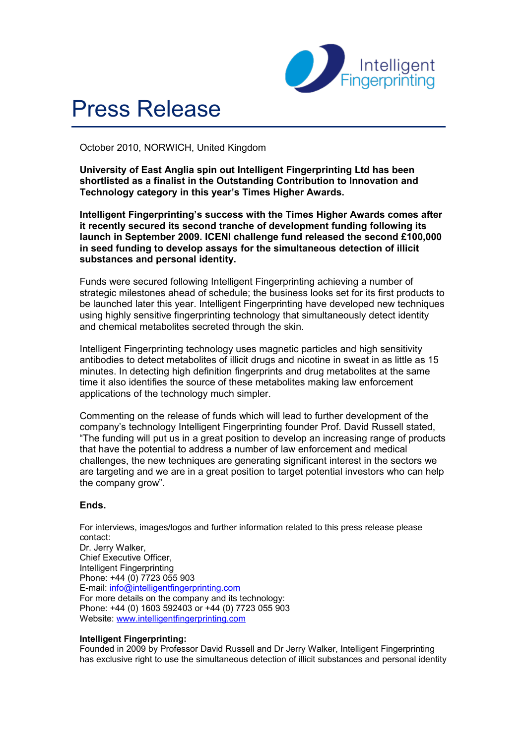# Press Release

October 2010, NORWICH, United Kingdom

**University of East Anglia spin out Intelligent Fingerprinting Ltd has been shortlisted as a finalist in the Outstanding Contribution to Innovation and Technology category in this year's Times Higher Awards.**

**Intelligent Fingerprinting's success with the Times Higher Awards comes after it recently secured its second tranche of development funding following its launch in September 2009. ICENI challenge fund released the second £100,000 in seed funding to develop assays for the simultaneous detection of illicit substances and personal identity.**

Funds were secured following Intelligent Fingerprinting achieving a number of strategic milestones ahead of schedule; the business looks set for its first products to be launched later this year. Intelligent Fingerprinting have developed new techniques using highly sensitive fingerprinting technology that simultaneously detect identity and chemical metabolites secreted through the skin.

Intelligent Fingerprinting technology uses magnetic particles and high sensitivity antibodies to detect metabolites of illicit drugs and nicotine in sweat in as little as 15 minutes. In detecting high definition fingerprints and drug metabolites at the same time it also identifies the source of these metabolites making law enforcement applications of the technology much simpler.

Commenting on the release of funds which will lead to further development of the company's technology Intelligent Fingerprinting founder Prof. David Russell stated, "The funding will put us in a great position to develop an increasing range of products that have the potential to address a number of law enforcement and medical challenges, the new techniques are generating significant interest in the sectors we are targeting and we are in a great position to target potential investors who can help the company grow".

**Ends.**

For interviews, images/logos and further information related to this press release please contact:
Dr. Jerry Walker,
Chief Executive Officer,
Intelligent Fingerprinting
Phone: +44 (0) 7723 055 903
E-mail: info@intelligentfingerprinting.com
For more details on the company and its technology:
Phone: +44 (0) 1603 592403 or +44 (0) 7723 055 903
Website: www.intelligentfingerprinting.com

**Intelligent Fingerprinting:**
Founded in 2009 by Professor David Russell and Dr Jerry Walker, Intelligent Fingerprinting has exclusive right to use the simultaneous detection of illicit substances and personal identity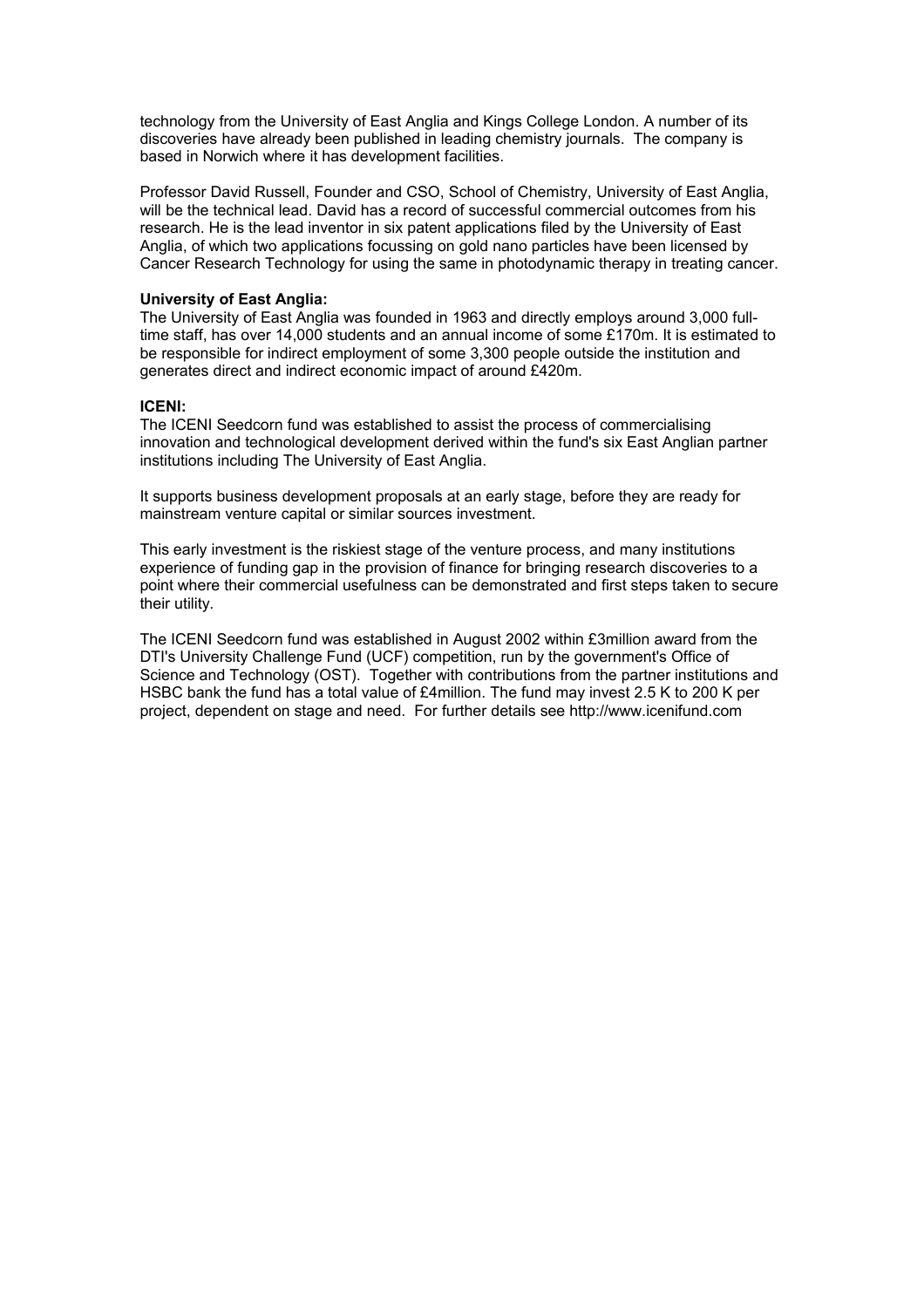technology from the University of East Anglia and Kings College London. A number of its discoveries have already been published in leading chemistry journals. The company is based in Norwich where it has development facilities.

Professor David Russell, Founder and CSO, School of Chemistry, University of East Anglia, will be the technical lead. David has a record of successful commercial outcomes from his research. He is the lead inventor in six patent applications filed by the University of East Anglia, of which two applications focussing on gold nano particles have been licensed by Cancer Research Technology for using the same in photodynamic therapy in treating cancer.

**University of East Anglia:**
The University of East Anglia was founded in 1963 and directly employs around 3,000 full-time staff, has over 14,000 students and an annual income of some £170m. It is estimated to be responsible for indirect employment of some 3,300 people outside the institution and generates direct and indirect economic impact of around £420m.

**ICENI:**
The ICENI Seedcorn fund was established to assist the process of commercialising innovation and technological development derived within the fund's six East Anglian partner institutions including The University of East Anglia.

It supports business development proposals at an early stage, before they are ready for mainstream venture capital or similar sources investment.

This early investment is the riskiest stage of the venture process, and many institutions experience of funding gap in the provision of finance for bringing research discoveries to a point where their commercial usefulness can be demonstrated and first steps taken to secure their utility.

The ICENI Seedcorn fund was established in August 2002 within £3million award from the DTI's University Challenge Fund (UCF) competition, run by the government's Office of Science and Technology (OST). Together with contributions from the partner institutions and HSBC bank the fund has a total value of £4million. The fund may invest 2.5 K to 200 K per project, dependent on stage and need. For further details see http://www.icenifund.com